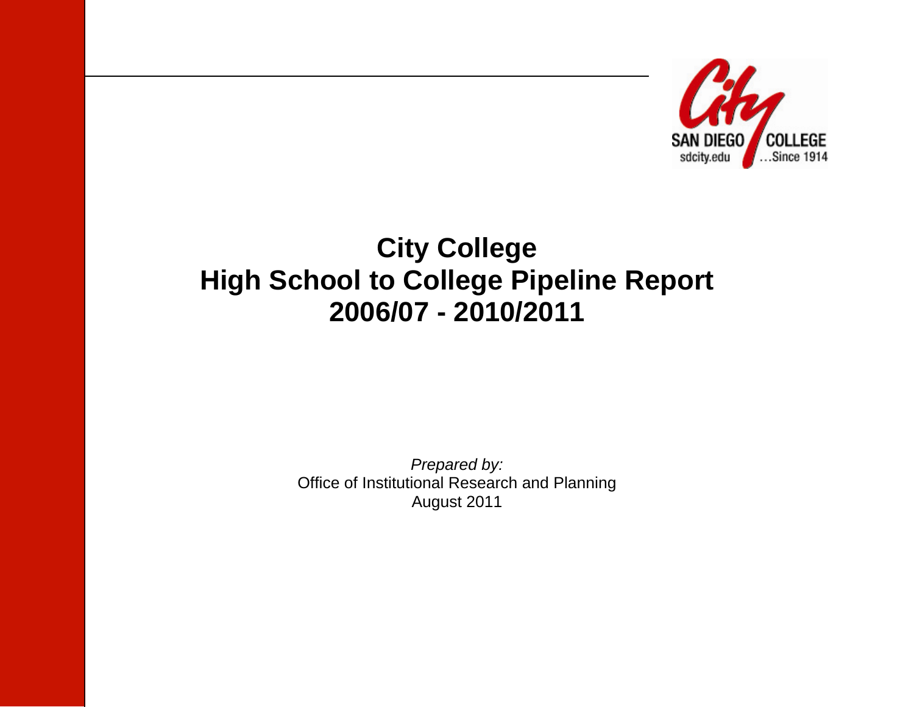# City College
# High School to College Pipeline Report
# 2006/07 - 2010/2011

*Prepared by:*

Office of Institutional Research and Planning

August 2011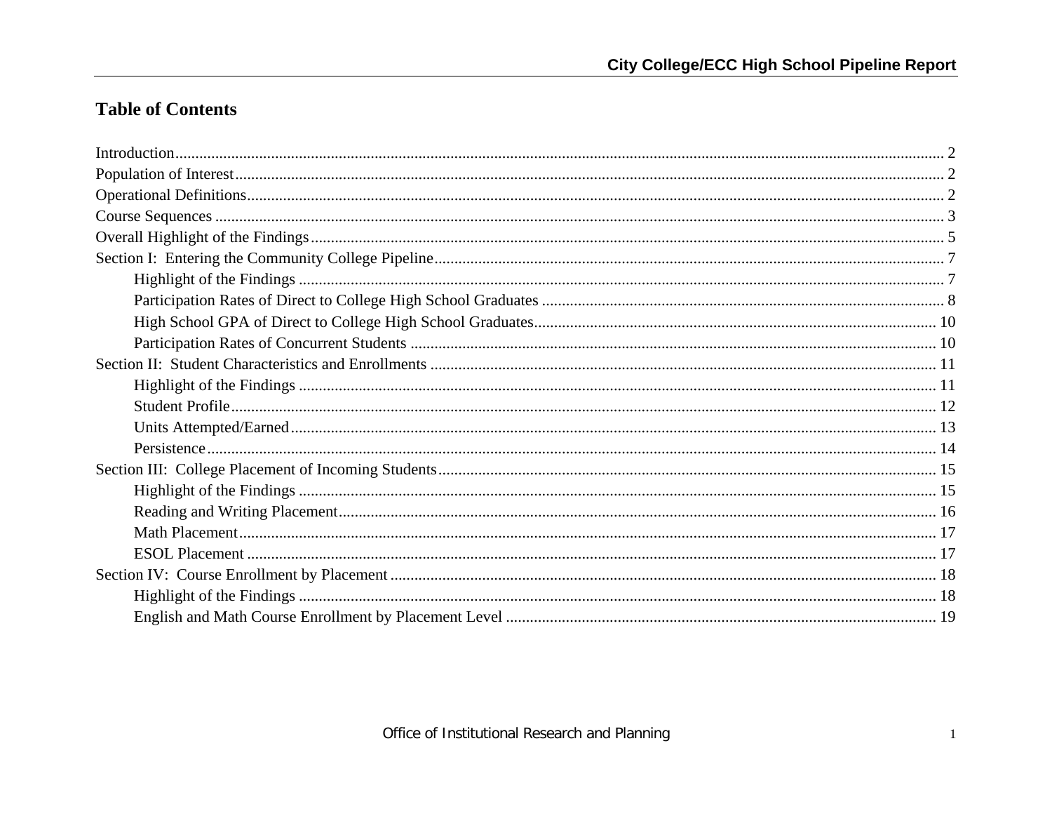# Table of Contents

Introduction ..... 2
Population of Interest ..... 2
Operational Definitions ..... 2
Course Sequences ..... 3
Overall Highlight of the Findings ..... 5
Section I: Entering the Community College Pipeline ..... 7
- Highlight of the Findings ..... 7
- Participation Rates of Direct to College High School Graduates ..... 8
- High School GPA of Direct to College High School Graduates ..... 10
- Participation Rates of Concurrent Students ..... 10

Section II: Student Characteristics and Enrollments ..... 11
- Highlight of the Findings ..... 11
- Student Profile ..... 12
- Units Attempted/Earned ..... 13
- Persistence ..... 14

Section III: College Placement of Incoming Students ..... 15
- Highlight of the Findings ..... 15
- Reading and Writing Placement ..... 16
- Math Placement ..... 17
- ESOL Placement ..... 17

Section IV: Course Enrollment by Placement ..... 18
- Highlight of the Findings ..... 18
- English and Math Course Enrollment by Placement Level ..... 19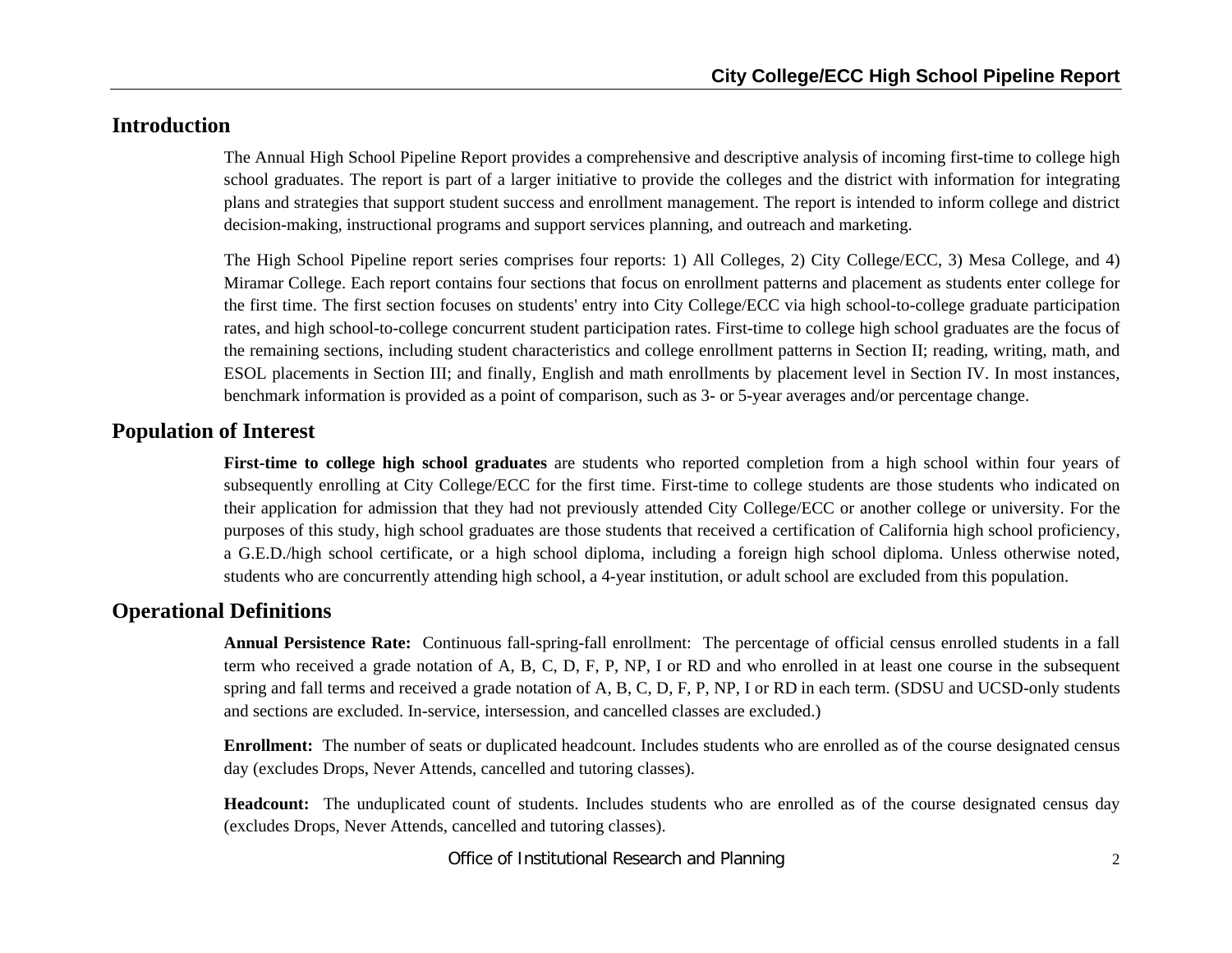## Introduction

The Annual High School Pipeline Report provides a comprehensive and descriptive analysis of incoming first-time to college high school graduates. The report is part of a larger initiative to provide the colleges and the district with information for integrating plans and strategies that support student success and enrollment management. The report is intended to inform college and district decision-making, instructional programs and support services planning, and outreach and marketing.

The High School Pipeline report series comprises four reports: 1) All Colleges, 2) City College/ECC, 3) Mesa College, and 4) Miramar College. Each report contains four sections that focus on enrollment patterns and placement as students enter college for the first time. The first section focuses on students' entry into City College/ECC via high school-to-college graduate participation rates, and high school-to-college concurrent student participation rates. First-time to college high school graduates are the focus of the remaining sections, including student characteristics and college enrollment patterns in Section II; reading, writing, math, and ESOL placements in Section III; and finally, English and math enrollments by placement level in Section IV. In most instances, benchmark information is provided as a point of comparison, such as 3- or 5-year averages and/or percentage change.

## Population of Interest

**First-time to college high school graduates** are students who reported completion from a high school within four years of subsequently enrolling at City College/ECC for the first time. First-time to college students are those students who indicated on their application for admission that they had not previously attended City College/ECC or another college or university. For the purposes of this study, high school graduates are those students that received a certification of California high school proficiency, a G.E.D./high school certificate, or a high school diploma, including a foreign high school diploma. Unless otherwise noted, students who are concurrently attending high school, a 4-year institution, or adult school are excluded from this population.

## Operational Definitions

**Annual Persistence Rate:** Continuous fall-spring-fall enrollment: The percentage of official census enrolled students in a fall term who received a grade notation of A, B, C, D, F, P, NP, I or RD and who enrolled in at least one course in the subsequent spring and fall terms and received a grade notation of A, B, C, D, F, P, NP, I or RD in each term. (SDSU and UCSD-only students and sections are excluded. In-service, intersession, and cancelled classes are excluded.)

**Enrollment:** The number of seats or duplicated headcount. Includes students who are enrolled as of the course designated census day (excludes Drops, Never Attends, cancelled and tutoring classes).

**Headcount:** The unduplicated count of students. Includes students who are enrolled as of the course designated census day (excludes Drops, Never Attends, cancelled and tutoring classes).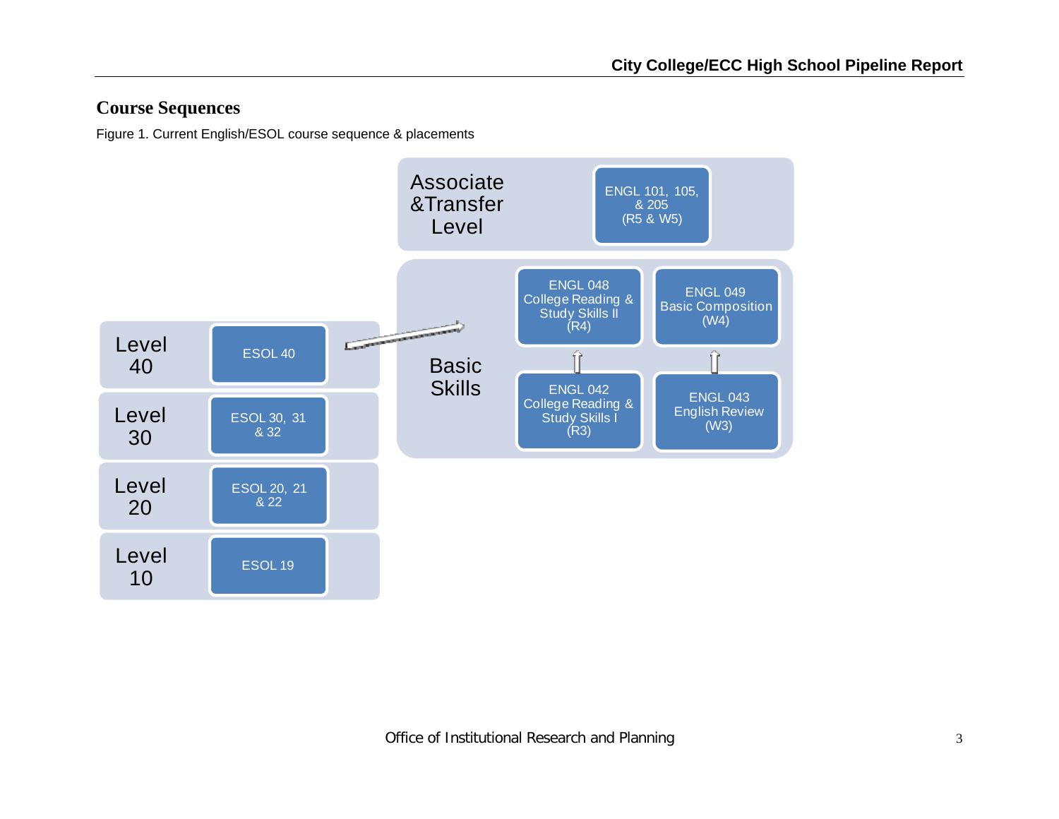## Course Sequences

Figure 1. Current English/ESOL course sequence & placements

**Associate & Transfer Level**

- ENGL 101, 105, & 205 (R5 & W5)

**Basic Skills**

- ENGL 048 College Reading & Study Skills II (R4)
- ENGL 049 Basic Composition (W4)
- ENGL 042 College Reading & Study Skills I (R3)
- ENGL 043 English Review (W3)

**Level 40**

- ESOL 40

**Level 30**

- ESOL 30, 31 & 32

**Level 20**

- ESOL 20, 21 & 22

**Level 10**

- ESOL 19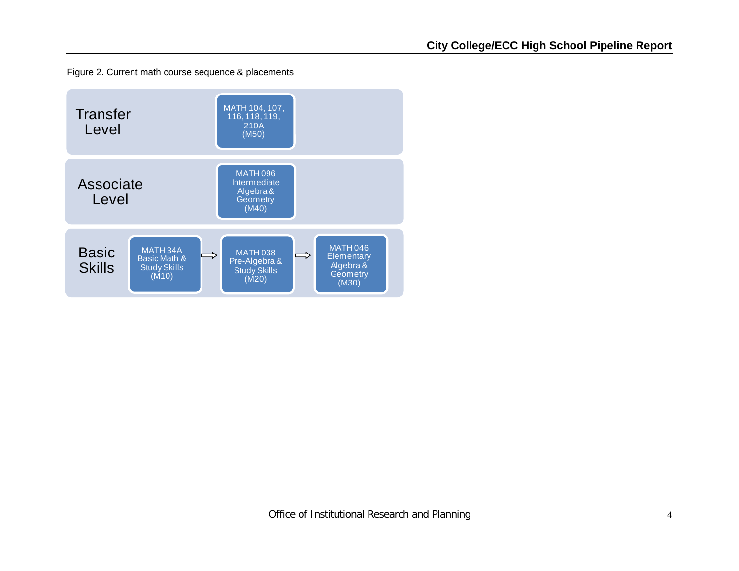Figure 2. Current math course sequence & placements

| Level | Courses | | |
|---|---|---|---|
| Transfer Level | MATH 104, 107, 116, 118, 119, 210A (M50) | | |
| Associate Level | MATH 096 Intermediate Algebra & Geometry (M40) | | |
| Basic Skills | MATH 34A Basic Math & Study Skills (M10) ⇨ | MATH 038 Pre-Algebra & Study Skills (M20) ⇨ | MATH 046 Elementary Algebra & Geometry (M30) |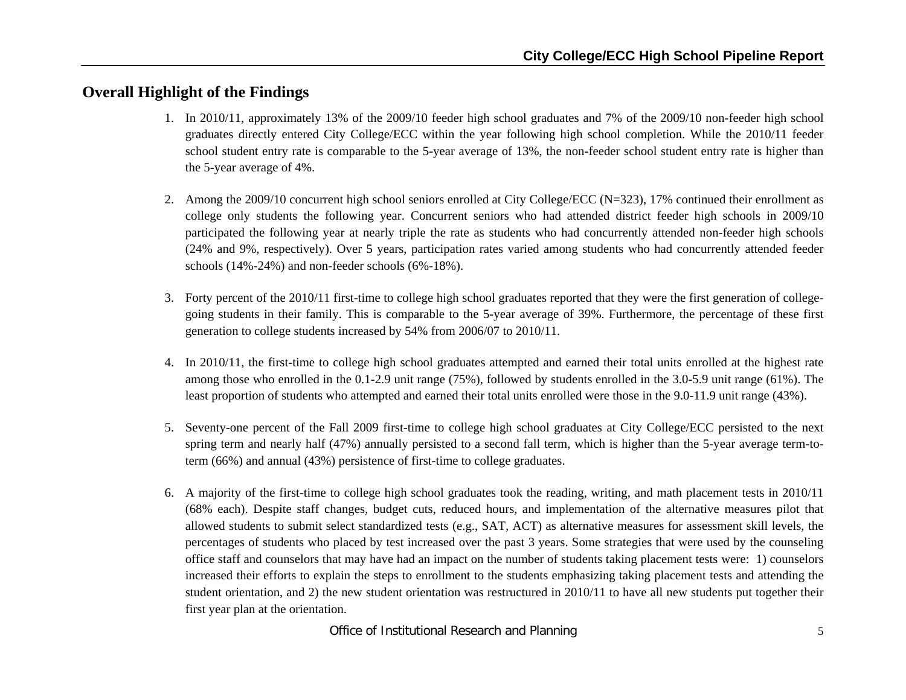## Overall Highlight of the Findings

1. In 2010/11, approximately 13% of the 2009/10 feeder high school graduates and 7% of the 2009/10 non-feeder high school graduates directly entered City College/ECC within the year following high school completion. While the 2010/11 feeder school student entry rate is comparable to the 5-year average of 13%, the non-feeder school student entry rate is higher than the 5-year average of 4%.

2. Among the 2009/10 concurrent high school seniors enrolled at City College/ECC (N=323), 17% continued their enrollment as college only students the following year. Concurrent seniors who had attended district feeder high schools in 2009/10 participated the following year at nearly triple the rate as students who had concurrently attended non-feeder high schools (24% and 9%, respectively). Over 5 years, participation rates varied among students who had concurrently attended feeder schools (14%-24%) and non-feeder schools (6%-18%).

3. Forty percent of the 2010/11 first-time to college high school graduates reported that they were the first generation of college-going students in their family. This is comparable to the 5-year average of 39%. Furthermore, the percentage of these first generation to college students increased by 54% from 2006/07 to 2010/11.

4. In 2010/11, the first-time to college high school graduates attempted and earned their total units enrolled at the highest rate among those who enrolled in the 0.1-2.9 unit range (75%), followed by students enrolled in the 3.0-5.9 unit range (61%). The least proportion of students who attempted and earned their total units enrolled were those in the 9.0-11.9 unit range (43%).

5. Seventy-one percent of the Fall 2009 first-time to college high school graduates at City College/ECC persisted to the next spring term and nearly half (47%) annually persisted to a second fall term, which is higher than the 5-year average term-to-term (66%) and annual (43%) persistence of first-time to college graduates.

6. A majority of the first-time to college high school graduates took the reading, writing, and math placement tests in 2010/11 (68% each). Despite staff changes, budget cuts, reduced hours, and implementation of the alternative measures pilot that allowed students to submit select standardized tests (e.g., SAT, ACT) as alternative measures for assessment skill levels, the percentages of students who placed by test increased over the past 3 years. Some strategies that were used by the counseling office staff and counselors that may have had an impact on the number of students taking placement tests were: 1) counselors increased their efforts to explain the steps to enrollment to the students emphasizing taking placement tests and attending the student orientation, and 2) the new student orientation was restructured in 2010/11 to have all new students put together their first year plan at the orientation.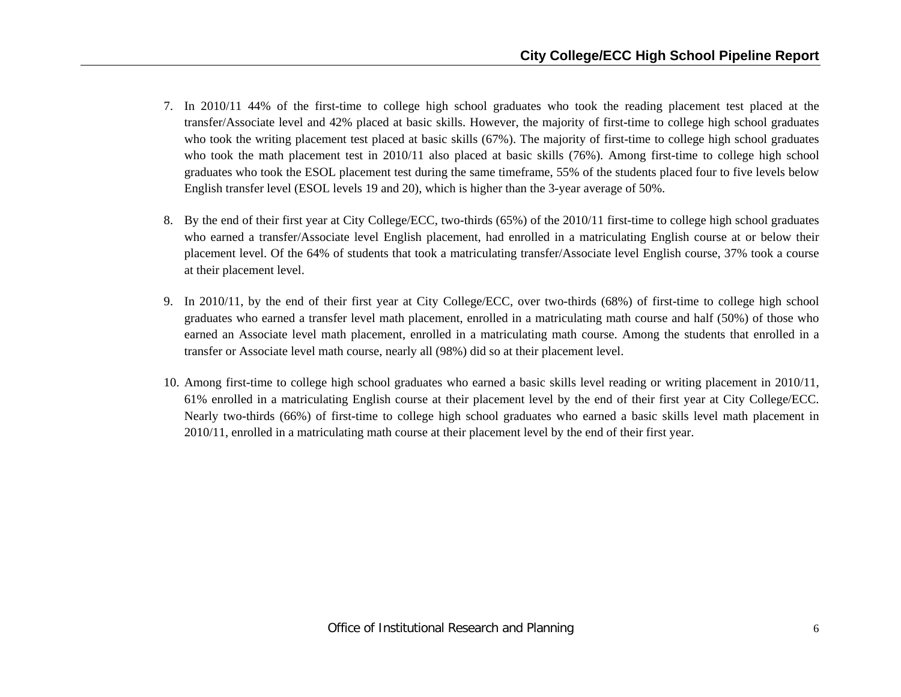7. In 2010/11 44% of the first-time to college high school graduates who took the reading placement test placed at the transfer/Associate level and 42% placed at basic skills. However, the majority of first-time to college high school graduates who took the writing placement test placed at basic skills (67%). The majority of first-time to college high school graduates who took the math placement test in 2010/11 also placed at basic skills (76%). Among first-time to college high school graduates who took the ESOL placement test during the same timeframe, 55% of the students placed four to five levels below English transfer level (ESOL levels 19 and 20), which is higher than the 3-year average of 50%.

8. By the end of their first year at City College/ECC, two-thirds (65%) of the 2010/11 first-time to college high school graduates who earned a transfer/Associate level English placement, had enrolled in a matriculating English course at or below their placement level. Of the 64% of students that took a matriculating transfer/Associate level English course, 37% took a course at their placement level.

9. In 2010/11, by the end of their first year at City College/ECC, over two-thirds (68%) of first-time to college high school graduates who earned a transfer level math placement, enrolled in a matriculating math course and half (50%) of those who earned an Associate level math placement, enrolled in a matriculating math course. Among the students that enrolled in a transfer or Associate level math course, nearly all (98%) did so at their placement level.

10. Among first-time to college high school graduates who earned a basic skills level reading or writing placement in 2010/11, 61% enrolled in a matriculating English course at their placement level by the end of their first year at City College/ECC. Nearly two-thirds (66%) of first-time to college high school graduates who earned a basic skills level math placement in 2010/11, enrolled in a matriculating math course at their placement level by the end of their first year.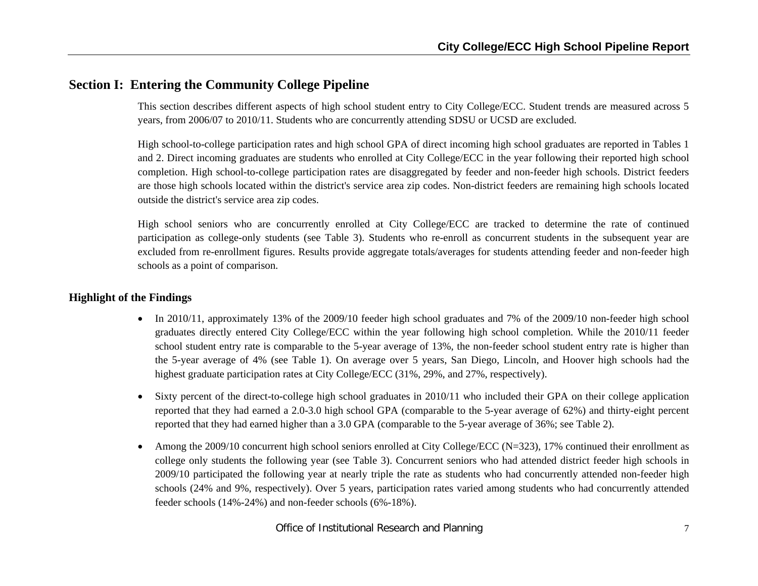## Section I: Entering the Community College Pipeline

This section describes different aspects of high school student entry to City College/ECC. Student trends are measured across 5 years, from 2006/07 to 2010/11. Students who are concurrently attending SDSU or UCSD are excluded.

High school-to-college participation rates and high school GPA of direct incoming high school graduates are reported in Tables 1 and 2. Direct incoming graduates are students who enrolled at City College/ECC in the year following their reported high school completion. High school-to-college participation rates are disaggregated by feeder and non-feeder high schools. District feeders are those high schools located within the district's service area zip codes. Non-district feeders are remaining high schools located outside the district's service area zip codes.

High school seniors who are concurrently enrolled at City College/ECC are tracked to determine the rate of continued participation as college-only students (see Table 3). Students who re-enroll as concurrent students in the subsequent year are excluded from re-enrollment figures. Results provide aggregate totals/averages for students attending feeder and non-feeder high schools as a point of comparison.

### Highlight of the Findings

- In 2010/11, approximately 13% of the 2009/10 feeder high school graduates and 7% of the 2009/10 non-feeder high school graduates directly entered City College/ECC within the year following high school completion. While the 2010/11 feeder school student entry rate is comparable to the 5-year average of 13%, the non-feeder school student entry rate is higher than the 5-year average of 4% (see Table 1). On average over 5 years, San Diego, Lincoln, and Hoover high schools had the highest graduate participation rates at City College/ECC (31%, 29%, and 27%, respectively).

- Sixty percent of the direct-to-college high school graduates in 2010/11 who included their GPA on their college application reported that they had earned a 2.0-3.0 high school GPA (comparable to the 5-year average of 62%) and thirty-eight percent reported that they had earned higher than a 3.0 GPA (comparable to the 5-year average of 36%; see Table 2).

- Among the 2009/10 concurrent high school seniors enrolled at City College/ECC (N=323), 17% continued their enrollment as college only students the following year (see Table 3). Concurrent seniors who had attended district feeder high schools in 2009/10 participated the following year at nearly triple the rate as students who had concurrently attended non-feeder high schools (24% and 9%, respectively). Over 5 years, participation rates varied among students who had concurrently attended feeder schools (14%-24%) and non-feeder schools (6%-18%).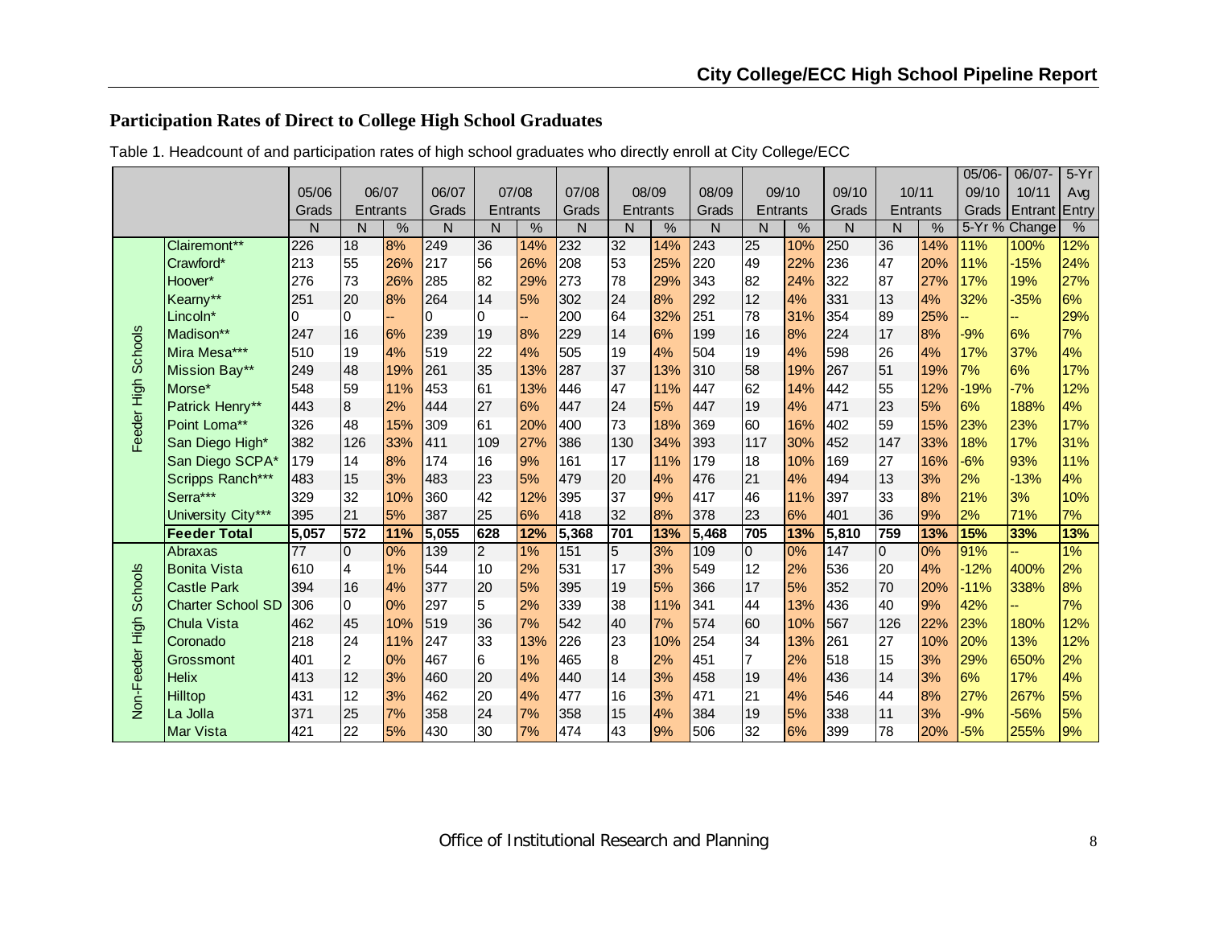## Participation Rates of Direct to College High School Graduates

Table 1. Headcount of and participation rates of high school graduates who directly enroll at City College/ECC

| | | 05/06 Grads | 06/07 Entrants | | 06/07 Grads | 07/08 Entrants | | 07/08 Grads | 08/09 Entrants | | 08/09 Grads | 09/10 Entrants | | 09/10 Grads | 10/11 Entrants | | 05/06-09/10 Grads | 06/07-10/11 Entrant | 5-Yr Avg Entry |
|---|---|---|---|---|---|---|---|---|---|---|---|---|---|---|---|---|---|---|---|
| | | N | N | % | N | N | % | N | N | % | N | N | % | N | N | % | 5-Yr % Change | | % |
| Feeder High Schools | Clairemont** | 226 | 18 | 8% | 249 | 36 | 14% | 232 | 32 | 14% | 243 | 25 | 10% | 250 | 36 | 14% | 11% | 100% | 12% |
| | Crawford* | 213 | 55 | 26% | 217 | 56 | 26% | 208 | 53 | 25% | 220 | 49 | 22% | 236 | 47 | 20% | 11% | -15% | 24% |
| | Hoover* | 276 | 73 | 26% | 285 | 82 | 29% | 273 | 78 | 29% | 343 | 82 | 24% | 322 | 87 | 27% | 17% | 19% | 27% |
| | Kearny** | 251 | 20 | 8% | 264 | 14 | 5% | 302 | 24 | 8% | 292 | 12 | 4% | 331 | 13 | 4% | 32% | -35% | 6% |
| | Lincoln* | 0 | 0 | -- | 0 | 0 | -- | 200 | 64 | 32% | 251 | 78 | 31% | 354 | 89 | 25% | -- | -- | 29% |
| | Madison** | 247 | 16 | 6% | 239 | 19 | 8% | 229 | 14 | 6% | 199 | 16 | 8% | 224 | 17 | 8% | -9% | 6% | 7% |
| | Mira Mesa*** | 510 | 19 | 4% | 519 | 22 | 4% | 505 | 19 | 4% | 504 | 19 | 4% | 598 | 26 | 4% | 17% | 37% | 4% |
| | Mission Bay** | 249 | 48 | 19% | 261 | 35 | 13% | 287 | 37 | 13% | 310 | 58 | 19% | 267 | 51 | 19% | 7% | 6% | 17% |
| | Morse* | 548 | 59 | 11% | 453 | 61 | 13% | 446 | 47 | 11% | 447 | 62 | 14% | 442 | 55 | 12% | -19% | -7% | 12% |
| | Patrick Henry** | 443 | 8 | 2% | 444 | 27 | 6% | 447 | 24 | 5% | 447 | 19 | 4% | 471 | 23 | 5% | 6% | 188% | 4% |
| | Point Loma** | 326 | 48 | 15% | 309 | 61 | 20% | 400 | 73 | 18% | 369 | 60 | 16% | 402 | 59 | 15% | 23% | 23% | 17% |
| | San Diego High* | 382 | 126 | 33% | 411 | 109 | 27% | 386 | 130 | 34% | 393 | 117 | 30% | 452 | 147 | 33% | 18% | 17% | 31% |
| | San Diego SCPA* | 179 | 14 | 8% | 174 | 16 | 9% | 161 | 17 | 11% | 179 | 18 | 10% | 169 | 27 | 16% | -6% | 93% | 11% |
| | Scripps Ranch*** | 483 | 15 | 3% | 483 | 23 | 5% | 479 | 20 | 4% | 476 | 21 | 4% | 494 | 13 | 3% | 2% | -13% | 4% |
| | Serra*** | 329 | 32 | 10% | 360 | 42 | 12% | 395 | 37 | 9% | 417 | 46 | 11% | 397 | 33 | 8% | 21% | 3% | 10% |
| | University City*** | 395 | 21 | 5% | 387 | 25 | 6% | 418 | 32 | 8% | 378 | 23 | 6% | 401 | 36 | 9% | 2% | 71% | 7% |
| | **Feeder Total** | **5,057** | **572** | **11%** | **5,055** | **628** | **12%** | **5,368** | **701** | **13%** | **5,468** | **705** | **13%** | **5,810** | **759** | **13%** | **15%** | **33%** | **13%** |
| Non-Feeder High Schools | Abraxas | 77 | 0 | 0% | 139 | 2 | 1% | 151 | 5 | 3% | 109 | 0 | 0% | 147 | 0 | 0% | 91% | -- | 1% |
| | Bonita Vista | 610 | 4 | 1% | 544 | 10 | 2% | 531 | 17 | 3% | 549 | 12 | 2% | 536 | 20 | 4% | -12% | 400% | 2% |
| | Castle Park | 394 | 16 | 4% | 377 | 20 | 5% | 395 | 19 | 5% | 366 | 17 | 5% | 352 | 70 | 20% | -11% | 338% | 8% |
| | Charter School SD | 306 | 0 | 0% | 297 | 5 | 2% | 339 | 38 | 11% | 341 | 44 | 13% | 436 | 40 | 9% | 42% | -- | 7% |
| | Chula Vista | 462 | 45 | 10% | 519 | 36 | 7% | 542 | 40 | 7% | 574 | 60 | 10% | 567 | 126 | 22% | 23% | 180% | 12% |
| | Coronado | 218 | 24 | 11% | 247 | 33 | 13% | 226 | 23 | 10% | 254 | 34 | 13% | 261 | 27 | 10% | 20% | 13% | 12% |
| | Grossmont | 401 | 2 | 0% | 467 | 6 | 1% | 465 | 8 | 2% | 451 | 7 | 2% | 518 | 15 | 3% | 29% | 650% | 2% |
| | Helix | 413 | 12 | 3% | 460 | 20 | 4% | 440 | 14 | 3% | 458 | 19 | 4% | 436 | 14 | 3% | 6% | 17% | 4% |
| | Hilltop | 431 | 12 | 3% | 462 | 20 | 4% | 477 | 16 | 3% | 471 | 21 | 4% | 546 | 44 | 8% | 27% | 267% | 5% |
| | La Jolla | 371 | 25 | 7% | 358 | 24 | 7% | 358 | 15 | 4% | 384 | 19 | 5% | 338 | 11 | 3% | -9% | -56% | 5% |
| | Mar Vista | 421 | 22 | 5% | 430 | 30 | 7% | 474 | 43 | 9% | 506 | 32 | 6% | 399 | 78 | 20% | -5% | 255% | 9% |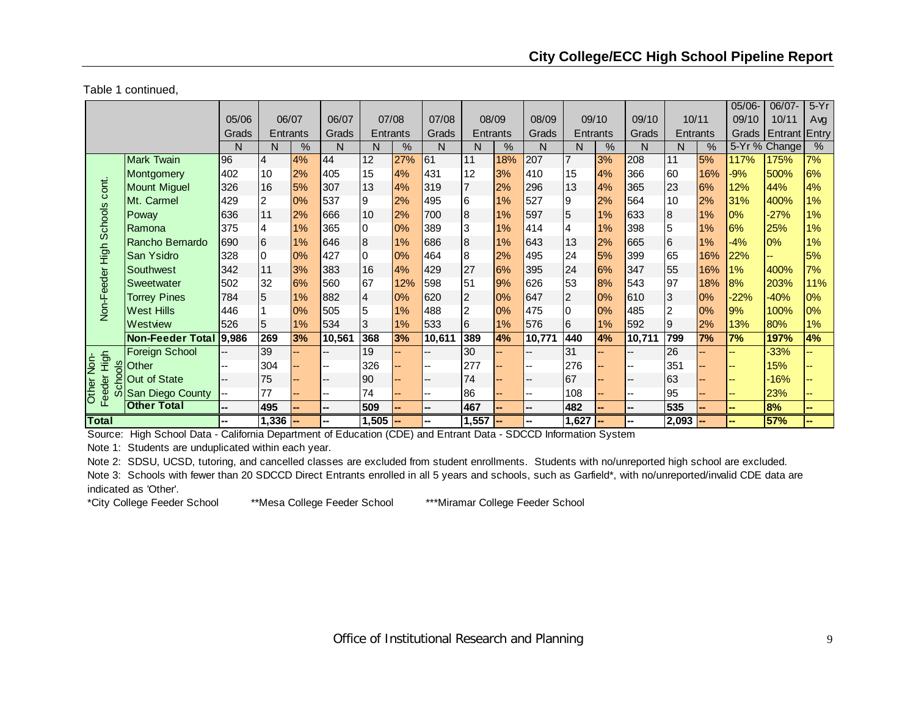Table 1 continued,

| | | 05/06 Grads | 06/07 Entrants | | 06/07 Grads | 07/08 Entrants | | 07/08 Grads | 08/09 Entrants | | 08/09 Grads | 09/10 Entrants | | 09/10 Grads | 10/11 Entrants | | 05/06-09/10 Grads | 06/07-10/11 Entrant | 5-Yr Avg Entry |
|---|---|---|---|---|---|---|---|---|---|---|---|---|---|---|---|---|---|---|---|
| | | N | N | % | N | N | % | N | N | % | N | N | % | N | N | % | 5-Yr % Change | | % |
| Non-Feeder High Schools cont. | Mark Twain | 96 | 4 | 4% | 44 | 12 | 27% | 61 | 11 | 18% | 207 | 7 | 3% | 208 | 11 | 5% | 117% | 175% | 7% |
| | Montgomery | 402 | 10 | 2% | 405 | 15 | 4% | 431 | 12 | 3% | 410 | 15 | 4% | 366 | 60 | 16% | -9% | 500% | 6% |
| | Mount Miguel | 326 | 16 | 5% | 307 | 13 | 4% | 319 | 7 | 2% | 296 | 13 | 4% | 365 | 23 | 6% | 12% | 44% | 4% |
| | Mt. Carmel | 429 | 2 | 0% | 537 | 9 | 2% | 495 | 6 | 1% | 527 | 9 | 2% | 564 | 10 | 2% | 31% | 400% | 1% |
| | Poway | 636 | 11 | 2% | 666 | 10 | 2% | 700 | 8 | 1% | 597 | 5 | 1% | 633 | 8 | 1% | 0% | -27% | 1% |
| | Ramona | 375 | 4 | 1% | 365 | 0 | 0% | 389 | 3 | 1% | 414 | 4 | 1% | 398 | 5 | 1% | 6% | 25% | 1% |
| | Rancho Bernardo | 690 | 6 | 1% | 646 | 8 | 1% | 686 | 8 | 1% | 643 | 13 | 2% | 665 | 6 | 1% | -4% | 0% | 1% |
| | San Ysidro | 328 | 0 | 0% | 427 | 0 | 0% | 464 | 8 | 2% | 495 | 24 | 5% | 399 | 65 | 16% | 22% | -- | 5% |
| | Southwest | 342 | 11 | 3% | 383 | 16 | 4% | 429 | 27 | 6% | 395 | 24 | 6% | 347 | 55 | 16% | 1% | 400% | 7% |
| | Sweetwater | 502 | 32 | 6% | 560 | 67 | 12% | 598 | 51 | 9% | 626 | 53 | 8% | 543 | 97 | 18% | 8% | 203% | 11% |
| | Torrey Pines | 784 | 5 | 1% | 882 | 4 | 0% | 620 | 2 | 0% | 647 | 2 | 0% | 610 | 3 | 0% | -22% | -40% | 0% |
| | West Hills | 446 | 1 | 0% | 505 | 5 | 1% | 488 | 2 | 0% | 475 | 0 | 0% | 485 | 2 | 0% | 9% | 100% | 0% |
| | Westview | 526 | 5 | 1% | 534 | 3 | 1% | 533 | 6 | 1% | 576 | 6 | 1% | 592 | 9 | 2% | 13% | 80% | 1% |
| | **Non-Feeder Total** | **9,986** | **269** | **3%** | **10,561** | **368** | **3%** | **10,611** | **389** | **4%** | **10,771** | **440** | **4%** | **10,711** | **799** | **7%** | **7%** | **197%** | **4%** |
| Other Non-Feeder High Schools | Foreign School | -- | 39 | -- | -- | 19 | -- | -- | 30 | -- | -- | 31 | -- | -- | 26 | -- | -- | -33% | -- |
| | Other | -- | 304 | -- | -- | 326 | -- | -- | 277 | -- | -- | 276 | -- | -- | 351 | -- | -- | 15% | -- |
| | Out of State | -- | 75 | -- | -- | 90 | -- | -- | 74 | -- | -- | 67 | -- | -- | 63 | -- | -- | -16% | -- |
| | San Diego County | -- | 77 | -- | -- | 74 | -- | -- | 86 | -- | -- | 108 | -- | -- | 95 | -- | -- | 23% | -- |
| | **Other Total** | **--** | **495** | **--** | **--** | **509** | **--** | **--** | **467** | **--** | **--** | **482** | **--** | **--** | **535** | **--** | **--** | **8%** | **--** |
| **Total** | | **--** | **1,336** | **--** | **--** | **1,505** | **--** | **--** | **1,557** | **--** | **--** | **1,627** | **--** | **--** | **2,093** | **--** | **--** | **57%** | **--** |

Source: High School Data - California Department of Education (CDE) and Entrant Data - SDCCD Information System

Note 1: Students are unduplicated within each year.

Note 2: SDSU, UCSD, tutoring, and cancelled classes are excluded from student enrollments. Students with no/unreported high school are excluded.

Note 3: Schools with fewer than 20 SDCCD Direct Entrants enrolled in all 5 years and schools, such as Garfield*, with no/unreported/invalid CDE data are indicated as 'Other'.

*City College Feeder School  **Mesa College Feeder School  ***Miramar College Feeder School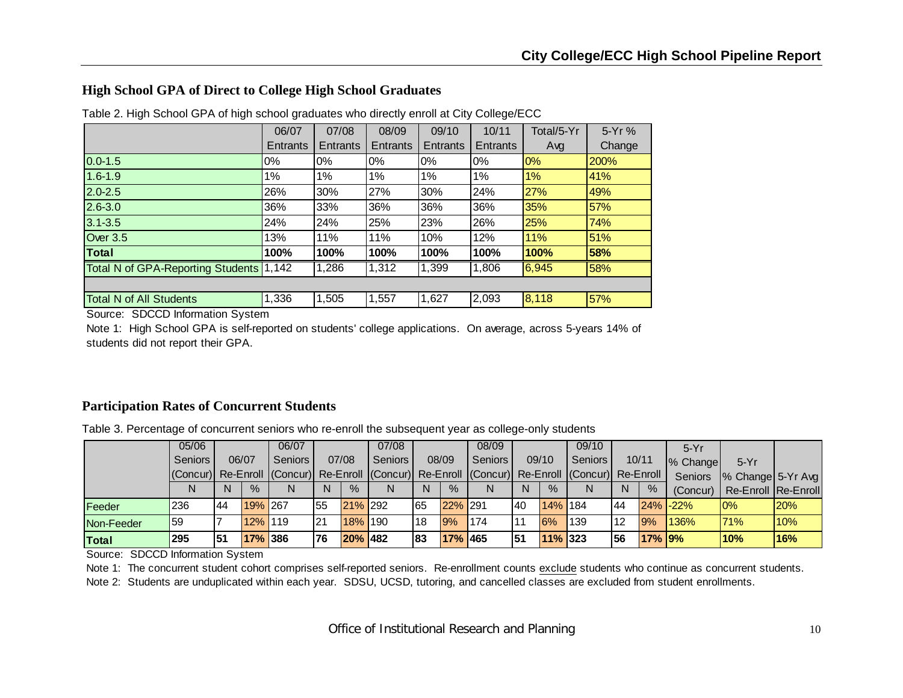## High School GPA of Direct to College High School Graduates

Table 2. High School GPA of high school graduates who directly enroll at City College/ECC

| | 06/07 Entrants | 07/08 Entrants | 08/09 Entrants | 09/10 Entrants | 10/11 Entrants | Total/5-Yr Avg | 5-Yr % Change |
|---|---|---|---|---|---|---|---|
| 0.0-1.5 | 0% | 0% | 0% | 0% | 0% | 0% | 200% |
| 1.6-1.9 | 1% | 1% | 1% | 1% | 1% | 1% | 41% |
| 2.0-2.5 | 26% | 30% | 27% | 30% | 24% | 27% | 49% |
| 2.6-3.0 | 36% | 33% | 36% | 36% | 36% | 35% | 57% |
| 3.1-3.5 | 24% | 24% | 25% | 23% | 26% | 25% | 74% |
| Over 3.5 | 13% | 11% | 11% | 10% | 12% | 11% | 51% |
| **Total** | **100%** | **100%** | **100%** | **100%** | **100%** | **100%** | **58%** |
| Total N of GPA-Reporting Students | 1,142 | 1,286 | 1,312 | 1,399 | 1,806 | 6,945 | 58% |
| | | | | | | | |
| Total N of All Students | 1,336 | 1,505 | 1,557 | 1,627 | 2,093 | 8,118 | 57% |

Source: SDCCD Information System

Note 1: High School GPA is self-reported on students' college applications. On average, across 5-years 14% of students did not report their GPA.

## Participation Rates of Concurrent Students

Table 3. Percentage of concurrent seniors who re-enroll the subsequent year as college-only students

| | 05/06 Seniors (Concur) | 06/07 Re-Enroll | | 06/07 Seniors (Concur) | 07/08 Re-Enroll | | 07/08 Seniors (Concur) | 08/09 Re-Enroll | | 08/09 Seniors (Concur) | 09/10 Re-Enroll | | 09/10 Seniors (Concur) | 10/11 Re-Enroll | | 5-Yr % Change Seniors (Concur) | 5-Yr % Change Re-Enroll | 5-Yr Avg Re-Enroll |
|---|---|---|---|---|---|---|---|---|---|---|---|---|---|---|---|---|---|---|
| | N | N | % | N | N | % | N | N | % | N | N | % | N | N | % | | | |
| Feeder | 236 | 44 | 19% | 267 | 55 | 21% | 292 | 65 | 22% | 291 | 40 | 14% | 184 | 44 | 24% | -22% | 0% | 20% |
| Non-Feeder | 59 | 7 | 12% | 119 | 21 | 18% | 190 | 18 | 9% | 174 | 11 | 6% | 139 | 12 | 9% | 136% | 71% | 10% |
| **Total** | **295** | **51** | **17%** | **386** | **76** | **20%** | **482** | **83** | **17%** | **465** | **51** | **11%** | **323** | **56** | **17%** | **9%** | **10%** | **16%** |

Source: SDCCD Information System

Note 1: The concurrent student cohort comprises self-reported seniors. Re-enrollment counts exclude students who continue as concurrent students.

Note 2: Students are unduplicated within each year. SDSU, UCSD, tutoring, and cancelled classes are excluded from student enrollments.

Office of Institutional Research and Planning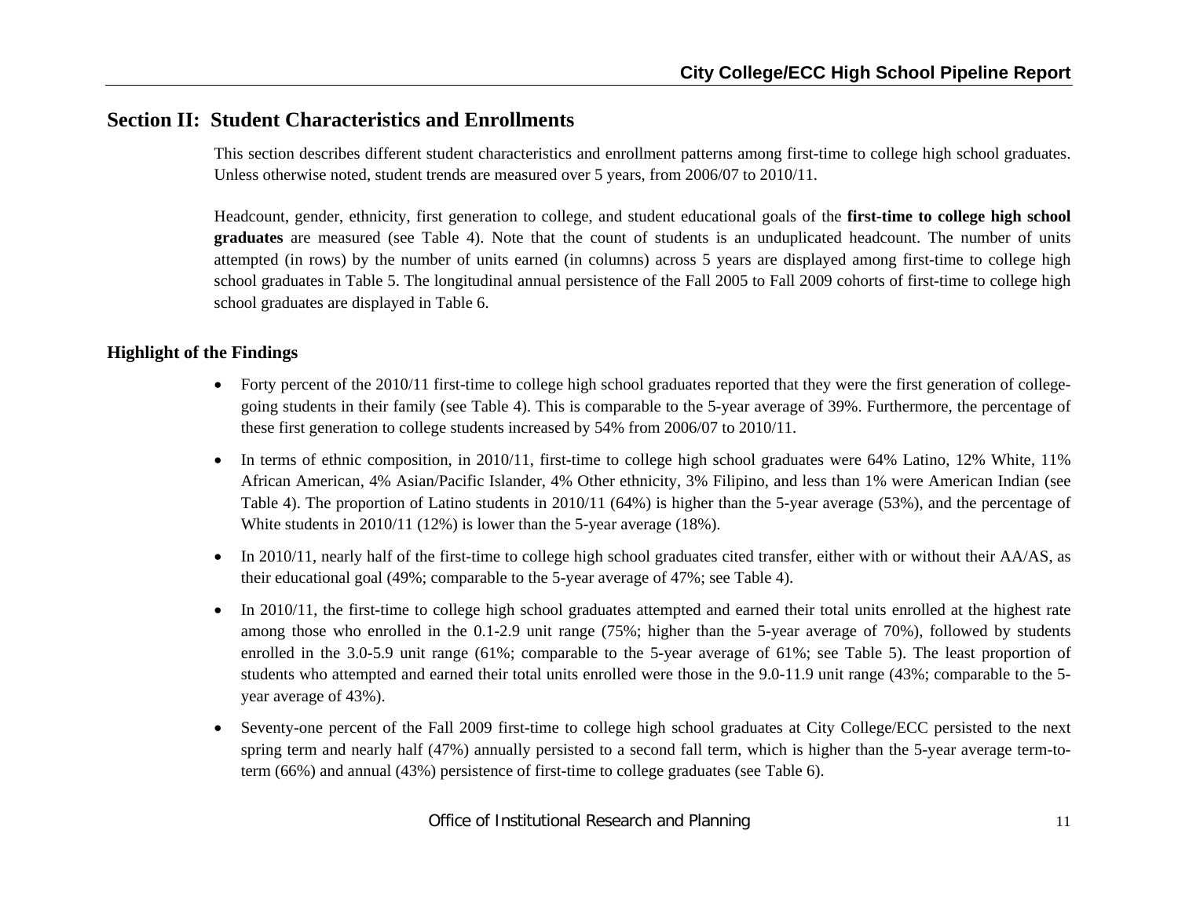## Section II: Student Characteristics and Enrollments

This section describes different student characteristics and enrollment patterns among first-time to college high school graduates. Unless otherwise noted, student trends are measured over 5 years, from 2006/07 to 2010/11.

Headcount, gender, ethnicity, first generation to college, and student educational goals of the **first-time to college high school graduates** are measured (see Table 4). Note that the count of students is an unduplicated headcount. The number of units attempted (in rows) by the number of units earned (in columns) across 5 years are displayed among first-time to college high school graduates in Table 5. The longitudinal annual persistence of the Fall 2005 to Fall 2009 cohorts of first-time to college high school graduates are displayed in Table 6.

### Highlight of the Findings

- Forty percent of the 2010/11 first-time to college high school graduates reported that they were the first generation of college-going students in their family (see Table 4). This is comparable to the 5-year average of 39%. Furthermore, the percentage of these first generation to college students increased by 54% from 2006/07 to 2010/11.
- In terms of ethnic composition, in 2010/11, first-time to college high school graduates were 64% Latino, 12% White, 11% African American, 4% Asian/Pacific Islander, 4% Other ethnicity, 3% Filipino, and less than 1% were American Indian (see Table 4). The proportion of Latino students in 2010/11 (64%) is higher than the 5-year average (53%), and the percentage of White students in 2010/11 (12%) is lower than the 5-year average (18%).
- In 2010/11, nearly half of the first-time to college high school graduates cited transfer, either with or without their AA/AS, as their educational goal (49%; comparable to the 5-year average of 47%; see Table 4).
- In 2010/11, the first-time to college high school graduates attempted and earned their total units enrolled at the highest rate among those who enrolled in the 0.1-2.9 unit range (75%; higher than the 5-year average of 70%), followed by students enrolled in the 3.0-5.9 unit range (61%; comparable to the 5-year average of 61%; see Table 5). The least proportion of students who attempted and earned their total units enrolled were those in the 9.0-11.9 unit range (43%; comparable to the 5-year average of 43%).
- Seventy-one percent of the Fall 2009 first-time to college high school graduates at City College/ECC persisted to the next spring term and nearly half (47%) annually persisted to a second fall term, which is higher than the 5-year average term-to-term (66%) and annual (43%) persistence of first-time to college graduates (see Table 6).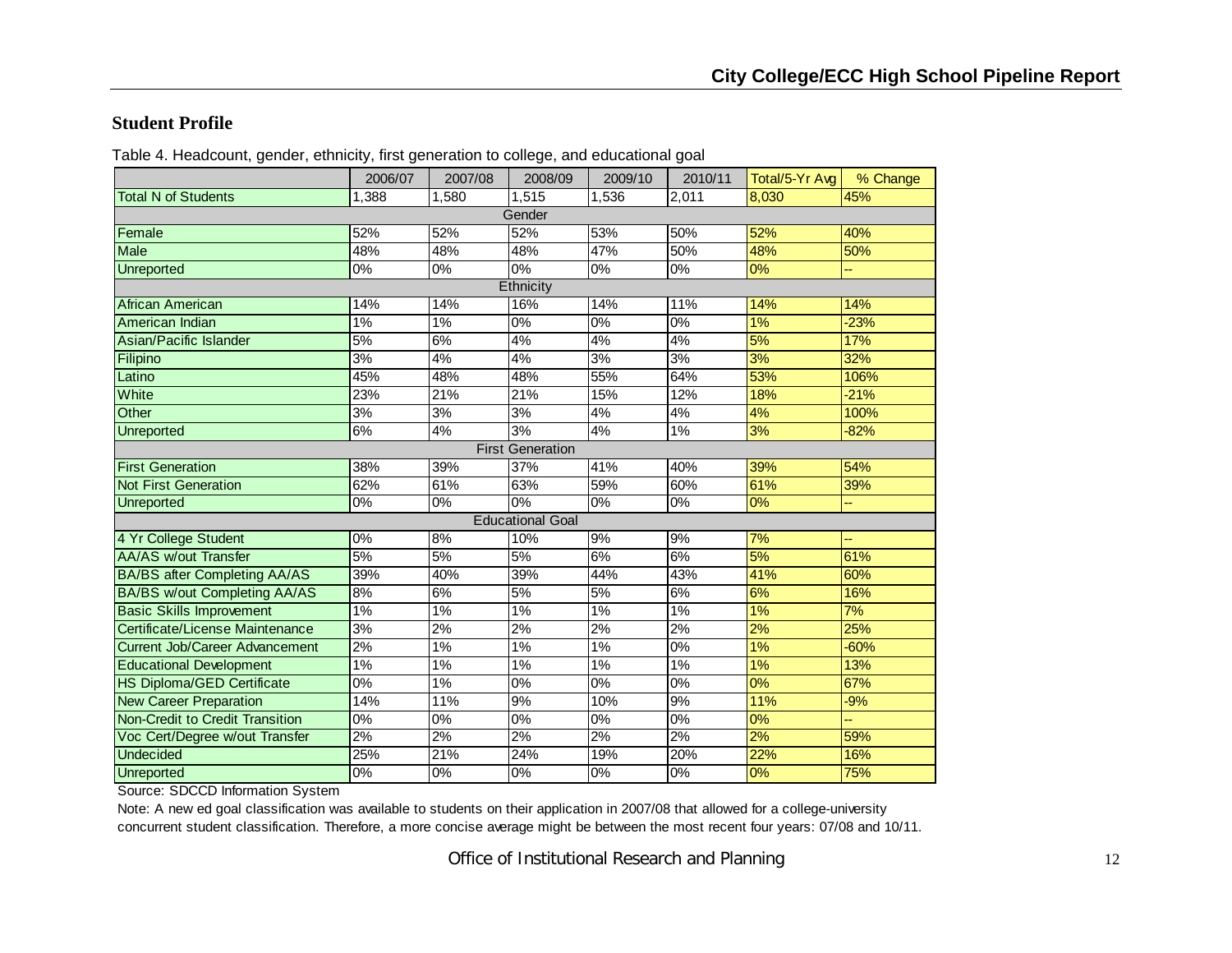## Student Profile

Table 4. Headcount, gender, ethnicity, first generation to college, and educational goal

| | 2006/07 | 2007/08 | 2008/09 | 2009/10 | 2010/11 | Total/5-Yr Avg | % Change |
|---|---|---|---|---|---|---|---|
| Total N of Students | 1,388 | 1,580 | 1,515 | 1,536 | 2,011 | 8,030 | 45% |
| Gender | | | | | | | |
| Female | 52% | 52% | 52% | 53% | 50% | 52% | 40% |
| Male | 48% | 48% | 48% | 47% | 50% | 48% | 50% |
| Unreported | 0% | 0% | 0% | 0% | 0% | 0% | -- |
| Ethnicity | | | | | | | |
| African American | 14% | 14% | 16% | 14% | 11% | 14% | 14% |
| American Indian | 1% | 1% | 0% | 0% | 0% | 1% | -23% |
| Asian/Pacific Islander | 5% | 6% | 4% | 4% | 4% | 5% | 17% |
| Filipino | 3% | 4% | 4% | 3% | 3% | 3% | 32% |
| Latino | 45% | 48% | 48% | 55% | 64% | 53% | 106% |
| White | 23% | 21% | 21% | 15% | 12% | 18% | -21% |
| Other | 3% | 3% | 3% | 4% | 4% | 4% | 100% |
| Unreported | 6% | 4% | 3% | 4% | 1% | 3% | -82% |
| First Generation | | | | | | | |
| First Generation | 38% | 39% | 37% | 41% | 40% | 39% | 54% |
| Not First Generation | 62% | 61% | 63% | 59% | 60% | 61% | 39% |
| Unreported | 0% | 0% | 0% | 0% | 0% | 0% | -- |
| Educational Goal | | | | | | | |
| 4 Yr College Student | 0% | 8% | 10% | 9% | 9% | 7% | -- |
| AA/AS w/out Transfer | 5% | 5% | 5% | 6% | 6% | 5% | 61% |
| BA/BS after Completing AA/AS | 39% | 40% | 39% | 44% | 43% | 41% | 60% |
| BA/BS w/out Completing AA/AS | 8% | 6% | 5% | 5% | 6% | 6% | 16% |
| Basic Skills Improvement | 1% | 1% | 1% | 1% | 1% | 1% | 7% |
| Certificate/License Maintenance | 3% | 2% | 2% | 2% | 2% | 2% | 25% |
| Current Job/Career Advancement | 2% | 1% | 1% | 1% | 0% | 1% | -60% |
| Educational Development | 1% | 1% | 1% | 1% | 1% | 1% | 13% |
| HS Diploma/GED Certificate | 0% | 1% | 0% | 0% | 0% | 0% | 67% |
| New Career Preparation | 14% | 11% | 9% | 10% | 9% | 11% | -9% |
| Non-Credit to Credit Transition | 0% | 0% | 0% | 0% | 0% | 0% | -- |
| Voc Cert/Degree w/out Transfer | 2% | 2% | 2% | 2% | 2% | 2% | 59% |
| Undecided | 25% | 21% | 24% | 19% | 20% | 22% | 16% |
| Unreported | 0% | 0% | 0% | 0% | 0% | 0% | 75% |

Source: SDCCD Information System

Note: A new ed goal classification was available to students on their application in 2007/08 that allowed for a college-university concurrent student classification. Therefore, a more concise average might be between the most recent four years: 07/08 and 10/11.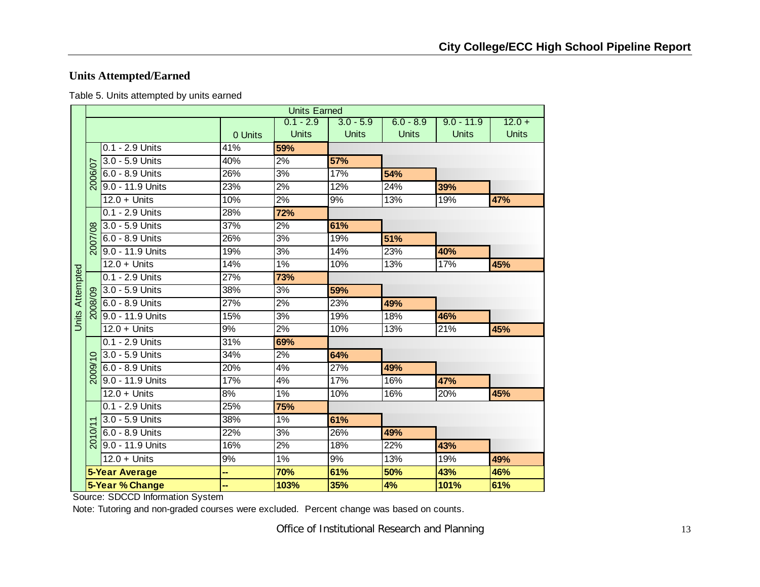## Units Attempted/Earned

Table 5. Units attempted by units earned

| | | | Units Earned | | | | | |
|---|---|---|---|---|---|---|---|---|
| | | | 0 Units | 0.1 - 2.9 Units | 3.0 - 5.9 Units | 6.0 - 8.9 Units | 9.0 - 11.9 Units | 12.0 + Units |
| Units Attempted | 2006/07 | 0.1 - 2.9 Units | 41% | **59%** | | | | |
| | | 3.0 - 5.9 Units | 40% | 2% | **57%** | | | |
| | | 6.0 - 8.9 Units | 26% | 3% | 17% | **54%** | | |
| | | 9.0 - 11.9 Units | 23% | 2% | 12% | 24% | **39%** | |
| | | 12.0 + Units | 10% | 2% | 9% | 13% | 19% | **47%** |
| | 2007/08 | 0.1 - 2.9 Units | 28% | **72%** | | | | |
| | | 3.0 - 5.9 Units | 37% | 2% | **61%** | | | |
| | | 6.0 - 8.9 Units | 26% | 3% | 19% | **51%** | | |
| | | 9.0 - 11.9 Units | 19% | 3% | 14% | 23% | **40%** | |
| | | 12.0 + Units | 14% | 1% | 10% | 13% | 17% | **45%** |
| | 2008/09 | 0.1 - 2.9 Units | 27% | **73%** | | | | |
| | | 3.0 - 5.9 Units | 38% | 3% | **59%** | | | |
| | | 6.0 - 8.9 Units | 27% | 2% | 23% | **49%** | | |
| | | 9.0 - 11.9 Units | 15% | 3% | 19% | 18% | **46%** | |
| | | 12.0 + Units | 9% | 2% | 10% | 13% | 21% | **45%** |
| | 2009/10 | 0.1 - 2.9 Units | 31% | **69%** | | | | |
| | | 3.0 - 5.9 Units | 34% | 2% | **64%** | | | |
| | | 6.0 - 8.9 Units | 20% | 4% | 27% | **49%** | | |
| | | 9.0 - 11.9 Units | 17% | 4% | 17% | 16% | **47%** | |
| | | 12.0 + Units | 8% | 1% | 10% | 16% | 20% | **45%** |
| | 2010/11 | 0.1 - 2.9 Units | 25% | **75%** | | | | |
| | | 3.0 - 5.9 Units | 38% | 1% | **61%** | | | |
| | | 6.0 - 8.9 Units | 22% | 3% | 26% | **49%** | | |
| | | 9.0 - 11.9 Units | 16% | 2% | 18% | 22% | **43%** | |
| | | 12.0 + Units | 9% | 1% | 9% | 13% | 19% | **49%** |
| | **5-Year Average** | | **--** | **70%** | **61%** | **50%** | **43%** | **46%** |
| | **5-Year % Change** | | **--** | **103%** | **35%** | **4%** | **101%** | **61%** |

Source: SDCCD Information System

Note: Tutoring and non-graded courses were excluded. Percent change was based on counts.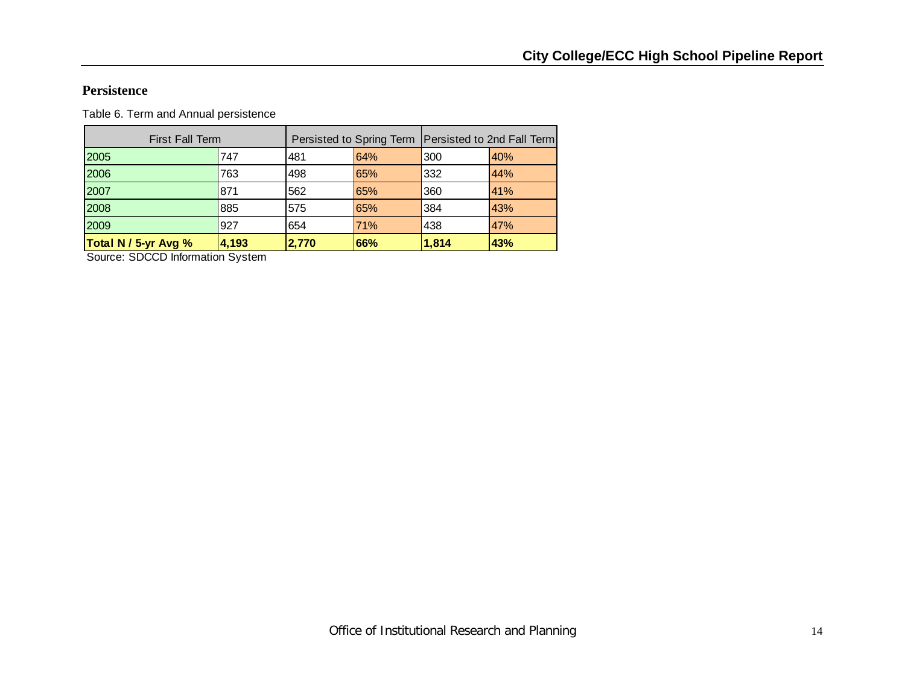## Persistence

Table 6. Term and Annual persistence

| First Fall Term | | Persisted to Spring Term | | Persisted to 2nd Fall Term | |
|---|---|---|---|---|---|
| 2005 | 747 | 481 | 64% | 300 | 40% |
| 2006 | 763 | 498 | 65% | 332 | 44% |
| 2007 | 871 | 562 | 65% | 360 | 41% |
| 2008 | 885 | 575 | 65% | 384 | 43% |
| 2009 | 927 | 654 | 71% | 438 | 47% |
| **Total N / 5-yr Avg %** | **4,193** | **2,770** | **66%** | **1,814** | **43%** |

Source: SDCCD Information System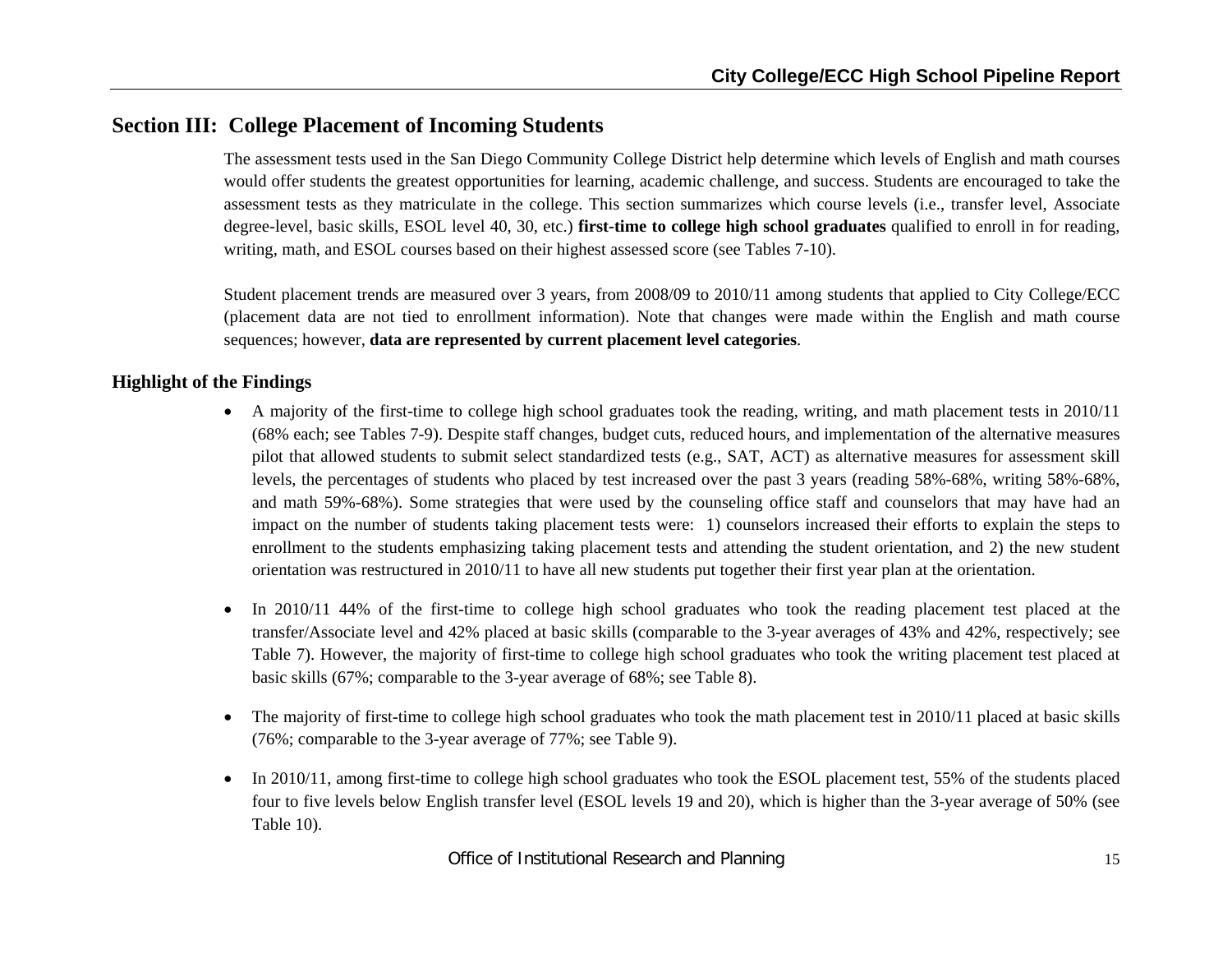## Section III: College Placement of Incoming Students

The assessment tests used in the San Diego Community College District help determine which levels of English and math courses would offer students the greatest opportunities for learning, academic challenge, and success. Students are encouraged to take the assessment tests as they matriculate in the college. This section summarizes which course levels (i.e., transfer level, Associate degree-level, basic skills, ESOL level 40, 30, etc.) **first-time to college high school graduates** qualified to enroll in for reading, writing, math, and ESOL courses based on their highest assessed score (see Tables 7-10).

Student placement trends are measured over 3 years, from 2008/09 to 2010/11 among students that applied to City College/ECC (placement data are not tied to enrollment information). Note that changes were made within the English and math course sequences; however, **data are represented by current placement level categories**.

### Highlight of the Findings

- A majority of the first-time to college high school graduates took the reading, writing, and math placement tests in 2010/11 (68% each; see Tables 7-9). Despite staff changes, budget cuts, reduced hours, and implementation of the alternative measures pilot that allowed students to submit select standardized tests (e.g., SAT, ACT) as alternative measures for assessment skill levels, the percentages of students who placed by test increased over the past 3 years (reading 58%-68%, writing 58%-68%, and math 59%-68%). Some strategies that were used by the counseling office staff and counselors that may have had an impact on the number of students taking placement tests were: 1) counselors increased their efforts to explain the steps to enrollment to the students emphasizing taking placement tests and attending the student orientation, and 2) the new student orientation was restructured in 2010/11 to have all new students put together their first year plan at the orientation.

- In 2010/11 44% of the first-time to college high school graduates who took the reading placement test placed at the transfer/Associate level and 42% placed at basic skills (comparable to the 3-year averages of 43% and 42%, respectively; see Table 7). However, the majority of first-time to college high school graduates who took the writing placement test placed at basic skills (67%; comparable to the 3-year average of 68%; see Table 8).

- The majority of first-time to college high school graduates who took the math placement test in 2010/11 placed at basic skills (76%; comparable to the 3-year average of 77%; see Table 9).

- In 2010/11, among first-time to college high school graduates who took the ESOL placement test, 55% of the students placed four to five levels below English transfer level (ESOL levels 19 and 20), which is higher than the 3-year average of 50% (see Table 10).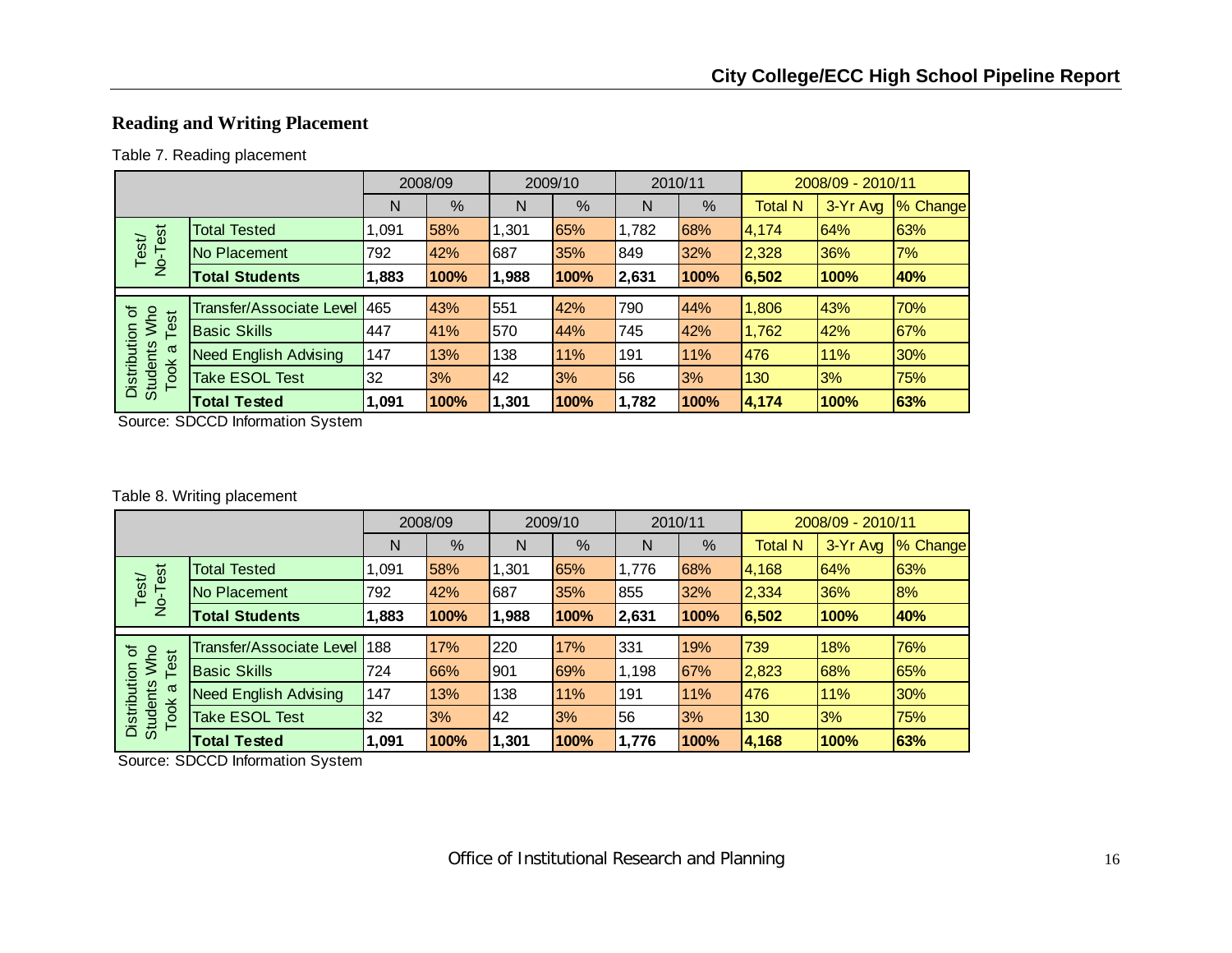## Reading and Writing Placement

Table 7. Reading placement

| | | 2008/09 | | 2009/10 | | 2010/11 | | 2008/09 - 2010/11 | | |
|---|---|---|---|---|---|---|---|---|---|---|
| | | N | % | N | % | N | % | Total N | 3-Yr Avg | % Change |
| Test/ No-Test | Total Tested | 1,091 | 58% | 1,301 | 65% | 1,782 | 68% | 4,174 | 64% | 63% |
| | No Placement | 792 | 42% | 687 | 35% | 849 | 32% | 2,328 | 36% | 7% |
| | **Total Students** | **1,883** | **100%** | **1,988** | **100%** | **2,631** | **100%** | **6,502** | **100%** | **40%** |
| Distribution of Students Who Took a Test | Transfer/Associate Level | 465 | 43% | 551 | 42% | 790 | 44% | 1,806 | 43% | 70% |
| | Basic Skills | 447 | 41% | 570 | 44% | 745 | 42% | 1,762 | 42% | 67% |
| | Need English Advising | 147 | 13% | 138 | 11% | 191 | 11% | 476 | 11% | 30% |
| | Take ESOL Test | 32 | 3% | 42 | 3% | 56 | 3% | 130 | 3% | 75% |
| | **Total Tested** | **1,091** | **100%** | **1,301** | **100%** | **1,782** | **100%** | **4,174** | **100%** | **63%** |

Source: SDCCD Information System

Table 8. Writing placement

| | | 2008/09 | | 2009/10 | | 2010/11 | | 2008/09 - 2010/11 | | |
|---|---|---|---|---|---|---|---|---|---|---|
| | | N | % | N | % | N | % | Total N | 3-Yr Avg | % Change |
| Test/ No-Test | Total Tested | 1,091 | 58% | 1,301 | 65% | 1,776 | 68% | 4,168 | 64% | 63% |
| | No Placement | 792 | 42% | 687 | 35% | 855 | 32% | 2,334 | 36% | 8% |
| | **Total Students** | **1,883** | **100%** | **1,988** | **100%** | **2,631** | **100%** | **6,502** | **100%** | **40%** |
| Distribution of Students Who Took a Test | Transfer/Associate Level | 188 | 17% | 220 | 17% | 331 | 19% | 739 | 18% | 76% |
| | Basic Skills | 724 | 66% | 901 | 69% | 1,198 | 67% | 2,823 | 68% | 65% |
| | Need English Advising | 147 | 13% | 138 | 11% | 191 | 11% | 476 | 11% | 30% |
| | Take ESOL Test | 32 | 3% | 42 | 3% | 56 | 3% | 130 | 3% | 75% |
| | **Total Tested** | **1,091** | **100%** | **1,301** | **100%** | **1,776** | **100%** | **4,168** | **100%** | **63%** |

Source: SDCCD Information System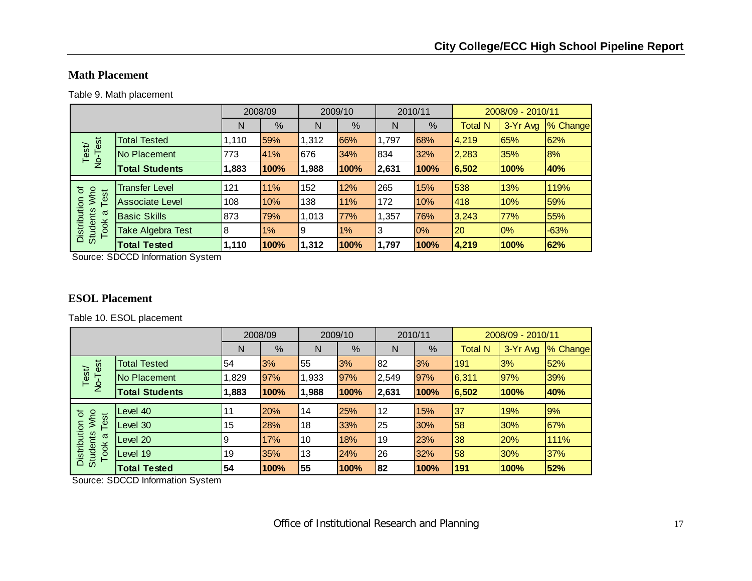## Math Placement

Table 9. Math placement

| | | 2008/09 | | 2009/10 | | 2010/11 | | 2008/09 - 2010/11 | | |
|---|---|---|---|---|---|---|---|---|---|---|
| | | N | % | N | % | N | % | Total N | 3-Yr Avg | % Change |
| Test/ No-Test | Total Tested | 1,110 | 59% | 1,312 | 66% | 1,797 | 68% | 4,219 | 65% | 62% |
| | No Placement | 773 | 41% | 676 | 34% | 834 | 32% | 2,283 | 35% | 8% |
| | **Total Students** | **1,883** | **100%** | **1,988** | **100%** | **2,631** | **100%** | **6,502** | **100%** | **40%** |
| Distribution of Students Who Took a Test | Transfer Level | 121 | 11% | 152 | 12% | 265 | 15% | 538 | 13% | 119% |
| | Associate Level | 108 | 10% | 138 | 11% | 172 | 10% | 418 | 10% | 59% |
| | Basic Skills | 873 | 79% | 1,013 | 77% | 1,357 | 76% | 3,243 | 77% | 55% |
| | Take Algebra Test | 8 | 1% | 9 | 1% | 3 | 0% | 20 | 0% | -63% |
| | **Total Tested** | **1,110** | **100%** | **1,312** | **100%** | **1,797** | **100%** | **4,219** | **100%** | **62%** |

Source: SDCCD Information System

## ESOL Placement

Table 10. ESOL placement

| | | 2008/09 | | 2009/10 | | 2010/11 | | 2008/09 - 2010/11 | | |
|---|---|---|---|---|---|---|---|---|---|---|
| | | N | % | N | % | N | % | Total N | 3-Yr Avg | % Change |
| Test/ No-Test | Total Tested | 54 | 3% | 55 | 3% | 82 | 3% | 191 | 3% | 52% |
| | No Placement | 1,829 | 97% | 1,933 | 97% | 2,549 | 97% | 6,311 | 97% | 39% |
| | **Total Students** | **1,883** | **100%** | **1,988** | **100%** | **2,631** | **100%** | **6,502** | **100%** | **40%** |
| Distribution of Students Who Took a Test | Level 40 | 11 | 20% | 14 | 25% | 12 | 15% | 37 | 19% | 9% |
| | Level 30 | 15 | 28% | 18 | 33% | 25 | 30% | 58 | 30% | 67% |
| | Level 20 | 9 | 17% | 10 | 18% | 19 | 23% | 38 | 20% | 111% |
| | Level 19 | 19 | 35% | 13 | 24% | 26 | 32% | 58 | 30% | 37% |
| | **Total Tested** | **54** | **100%** | **55** | **100%** | **82** | **100%** | **191** | **100%** | **52%** |

Source: SDCCD Information System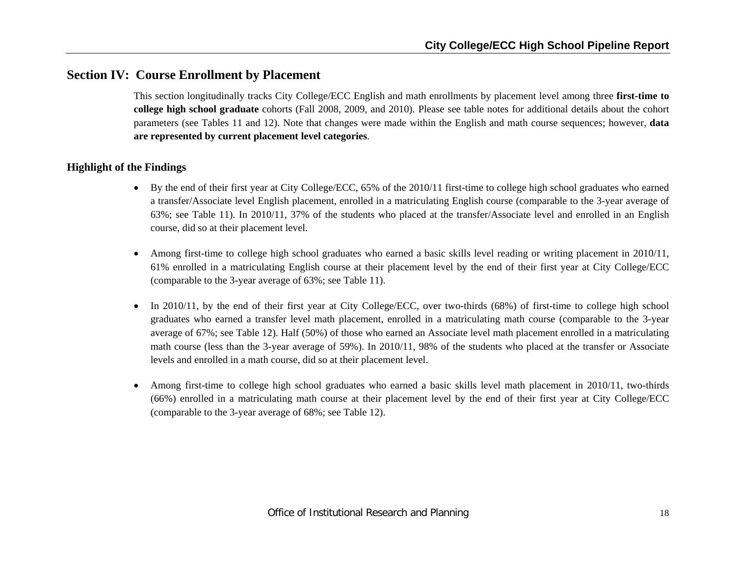## Section IV: Course Enrollment by Placement

This section longitudinally tracks City College/ECC English and math enrollments by placement level among three **first-time to college high school graduate** cohorts (Fall 2008, 2009, and 2010). Please see table notes for additional details about the cohort parameters (see Tables 11 and 12). Note that changes were made within the English and math course sequences; however, **data are represented by current placement level categories**.

### Highlight of the Findings

- By the end of their first year at City College/ECC, 65% of the 2010/11 first-time to college high school graduates who earned a transfer/Associate level English placement, enrolled in a matriculating English course (comparable to the 3-year average of 63%; see Table 11). In 2010/11, 37% of the students who placed at the transfer/Associate level and enrolled in an English course, did so at their placement level.

- Among first-time to college high school graduates who earned a basic skills level reading or writing placement in 2010/11, 61% enrolled in a matriculating English course at their placement level by the end of their first year at City College/ECC (comparable to the 3-year average of 63%; see Table 11).

- In 2010/11, by the end of their first year at City College/ECC, over two-thirds (68%) of first-time to college high school graduates who earned a transfer level math placement, enrolled in a matriculating math course (comparable to the 3-year average of 67%; see Table 12). Half (50%) of those who earned an Associate level math placement enrolled in a matriculating math course (less than the 3-year average of 59%). In 2010/11, 98% of the students who placed at the transfer or Associate levels and enrolled in a math course, did so at their placement level.

- Among first-time to college high school graduates who earned a basic skills level math placement in 2010/11, two-thirds (66%) enrolled in a matriculating math course at their placement level by the end of their first year at City College/ECC (comparable to the 3-year average of 68%; see Table 12).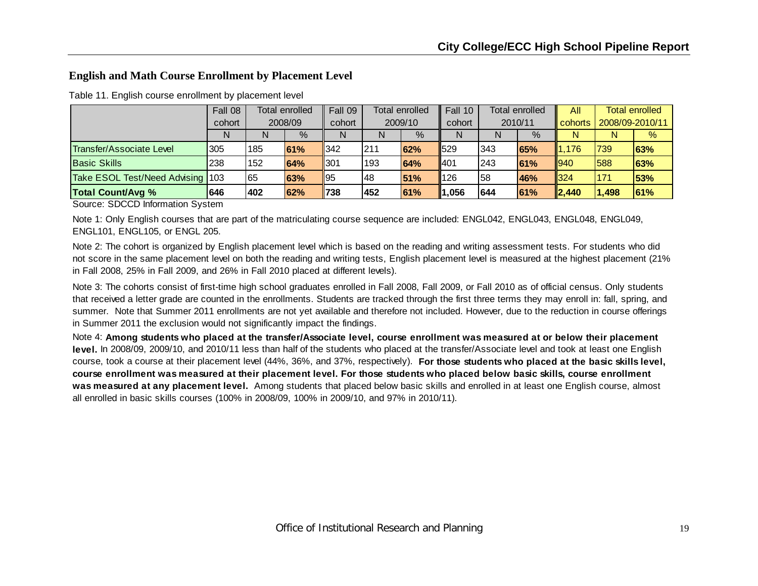## English and Math Course Enrollment by Placement Level

Table 11. English course enrollment by placement level

| | Fall 08 cohort | Total enrolled 2008/09 | | Fall 09 cohort | Total enrolled 2009/10 | | Fall 10 cohort | Total enrolled 2010/11 | | All cohorts | Total enrolled 2008/09-2010/11 | |
|---|---|---|---|---|---|---|---|---|---|---|---|---|
| | N | N | % | N | N | % | N | N | % | N | N | % |
| Transfer/Associate Level | 305 | 185 | **61%** | 342 | 211 | **62%** | 529 | 343 | **65%** | 1,176 | 739 | **63%** |
| Basic Skills | 238 | 152 | **64%** | 301 | 193 | **64%** | 401 | 243 | **61%** | 940 | 588 | **63%** |
| Take ESOL Test/Need Advising | 103 | 65 | **63%** | 95 | 48 | **51%** | 126 | 58 | **46%** | 324 | 171 | **53%** |
| **Total Count/Avg %** | **646** | **402** | **62%** | **738** | **452** | **61%** | **1,056** | **644** | **61%** | **2,440** | **1,498** | **61%** |

Source: SDCCD Information System

Note 1: Only English courses that are part of the matriculating course sequence are included: ENGL042, ENGL043, ENGL048, ENGL049, ENGL101, ENGL105, or ENGL 205.

Note 2: The cohort is organized by English placement level which is based on the reading and writing assessment tests. For students who did not score in the same placement level on both the reading and writing tests, English placement level is measured at the highest placement (21% in Fall 2008, 25% in Fall 2009, and 26% in Fall 2010 placed at different levels).

Note 3: The cohorts consist of first-time high school graduates enrolled in Fall 2008, Fall 2009, or Fall 2010 as of official census. Only students that received a letter grade are counted in the enrollments. Students are tracked through the first three terms they may enroll in: fall, spring, and summer. Note that Summer 2011 enrollments are not yet available and therefore not included. However, due to the reduction in course offerings in Summer 2011 the exclusion would not significantly impact the findings.

Note 4: **Among students who placed at the transfer/Associate level, course enrollment was measured at or below their placement level.** In 2008/09, 2009/10, and 2010/11 less than half of the students who placed at the transfer/Associate level and took at least one English course, took a course at their placement level (44%, 36%, and 37%, respectively). **For those students who placed at the basic skills level, course enrollment was measured at their placement level. For those students who placed below basic skills, course enrollment was measured at any placement level.** Among students that placed below basic skills and enrolled in at least one English course, almost all enrolled in basic skills courses (100% in 2008/09, 100% in 2009/10, and 97% in 2010/11).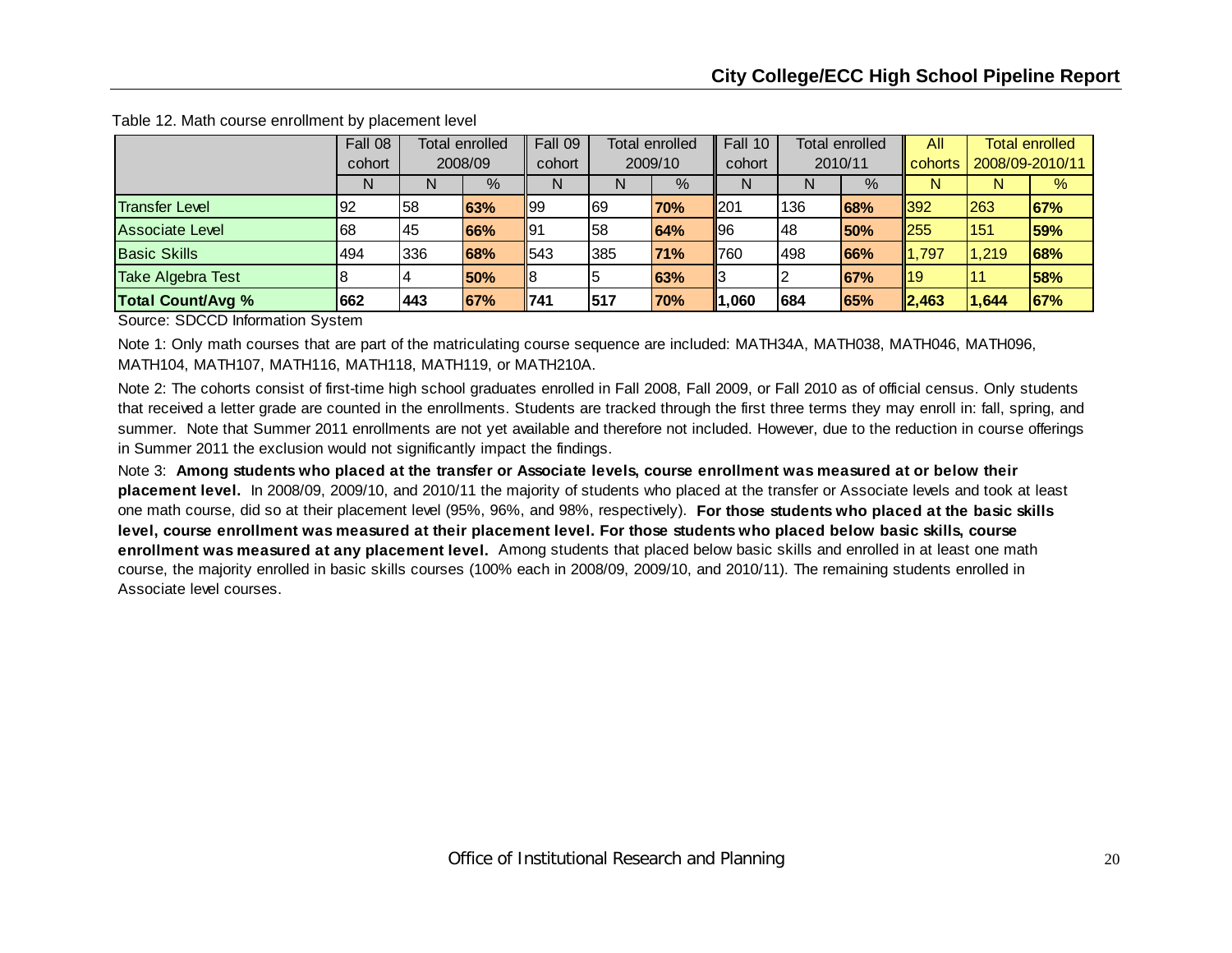Table 12. Math course enrollment by placement level

| | Fall 08 cohort | Total enrolled 2008/09 | | Fall 09 cohort | Total enrolled 2009/10 | | Fall 10 cohort | Total enrolled 2010/11 | | All cohorts | Total enrolled 2008/09-2010/11 | |
|---|---|---|---|---|---|---|---|---|---|---|---|---|
| | N | N | % | N | N | % | N | N | % | N | N | % |
| Transfer Level | 92 | 58 | **63%** | 99 | 69 | **70%** | 201 | 136 | **68%** | 392 | 263 | **67%** |
| Associate Level | 68 | 45 | **66%** | 91 | 58 | **64%** | 96 | 48 | **50%** | 255 | 151 | **59%** |
| Basic Skills | 494 | 336 | **68%** | 543 | 385 | **71%** | 760 | 498 | **66%** | 1,797 | 1,219 | **68%** |
| Take Algebra Test | 8 | 4 | **50%** | 8 | 5 | **63%** | 3 | 2 | **67%** | 19 | 11 | **58%** |
| **Total Count/Avg %** | **662** | **443** | **67%** | **741** | **517** | **70%** | **1,060** | **684** | **65%** | **2,463** | **1,644** | **67%** |

Source: SDCCD Information System

Note 1: Only math courses that are part of the matriculating course sequence are included: MATH34A, MATH038, MATH046, MATH096, MATH104, MATH107, MATH116, MATH118, MATH119, or MATH210A.

Note 2: The cohorts consist of first-time high school graduates enrolled in Fall 2008, Fall 2009, or Fall 2010 as of official census. Only students that received a letter grade are counted in the enrollments. Students are tracked through the first three terms they may enroll in: fall, spring, and summer. Note that Summer 2011 enrollments are not yet available and therefore not included. However, due to the reduction in course offerings in Summer 2011 the exclusion would not significantly impact the findings.

Note 3: **Among students who placed at the transfer or Associate levels, course enrollment was measured at or below their placement level.** In 2008/09, 2009/10, and 2010/11 the majority of students who placed at the transfer or Associate levels and took at least one math course, did so at their placement level (95%, 96%, and 98%, respectively). **For those students who placed at the basic skills level, course enrollment was measured at their placement level. For those students who placed below basic skills, course enrollment was measured at any placement level.** Among students that placed below basic skills and enrolled in at least one math course, the majority enrolled in basic skills courses (100% each in 2008/09, 2009/10, and 2010/11). The remaining students enrolled in Associate level courses.